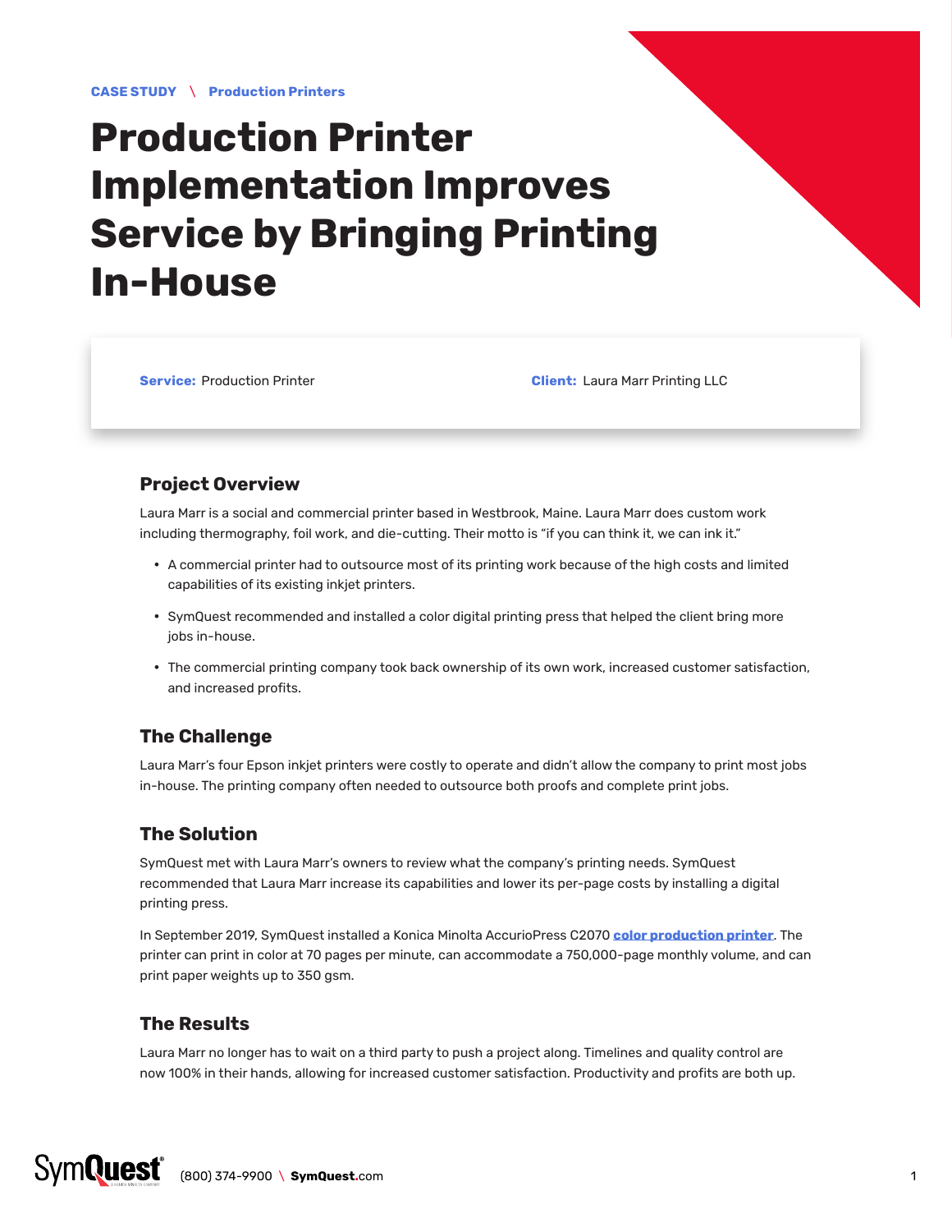**CASE STUDY \ Production Printers**

# Production Printer Implementation Improves Service by Bringing Printing In-House

**Service:** Production Printer

**Client:** Laura Marr Printing LLC

## Project Overview

Laura Marr is a social and commercial printer based in Westbrook, Maine. Laura Marr does custom work including thermography, foil work, and die-cutting. Their motto is "if you can think it, we can ink it."

- A commercial printer had to outsource most of its printing work because of the high costs and limited capabilities of its existing inkjet printers.
- SymQuest recommended and installed a color digital printing press that helped the client bring more jobs in-house.
- The commercial printing company took back ownership of its own work, increased customer satisfaction, and increased profits.

## The Challenge

Laura Marr's four Epson inkjet printers were costly to operate and didn't allow the company to print most jobs in-house. The printing company often needed to outsource both proofs and complete print jobs.

## The Solution

SymQuest met with Laura Marr's owners to review what the company's printing needs. SymQuest recommended that Laura Marr increase its capabilities and lower its per-page costs by installing a digital printing press.

In September 2019, SymQuest installed a Konica Minolta AccurioPress C2070 **color production printer**. The printer can print in color at 70 pages per minute, can accommodate a 750,000-page monthly volume, and can print paper weights up to 350 gsm.

## The Results

Laura Marr no longer has to wait on a third party to push a project along. Timelines and quality control are now 100% in their hands, allowing for increased customer satisfaction. Productivity and profits are both up.

SymQuest (800) 374-9900 \ **SymQuest**.com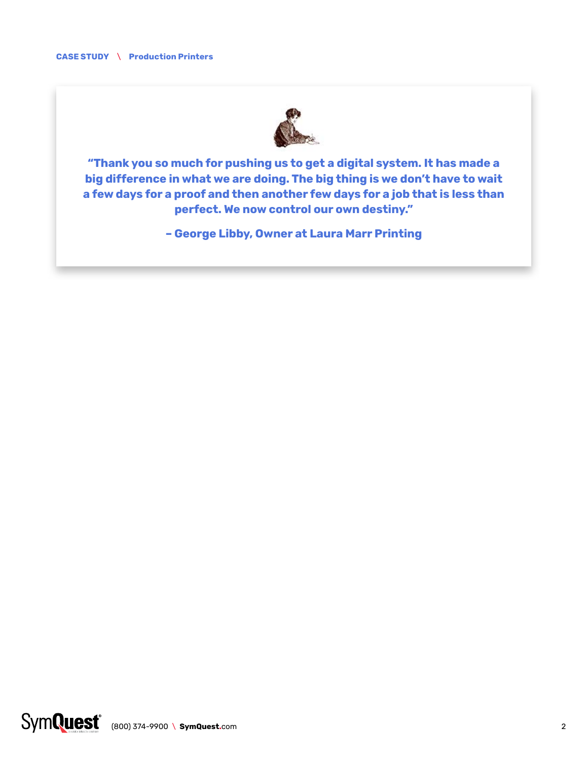**"Thank you so much for pushing us to get a digital system. It has made a big difference in what we are doing. The big thing is we don't have to wait a few days for a proof and then another few days for a job that is less than perfect. We now control our own destiny."**

**– George Libby, Owner at Laura Marr Printing**